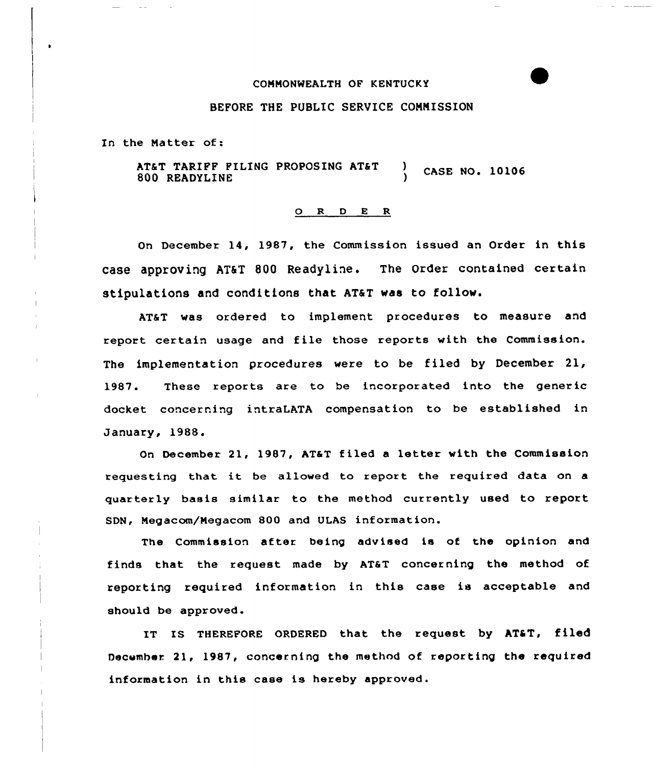COMMONWEALTH OF KENTUCKY

BEFORE THE PUBLIC SERVICE COMMISSION

In the Matter of:

AT&T TARIFF FILING PROPOSING AT&T 800 READYLINE ) CASE NO. 10106

## O R D E R

On December 14, 1987, the Commission issued an Order in this case approving AT&T 800 Readyline. The Order contained certain stipulations and conditions that AT&T was to follow.

AT&T was ordered to implement procedures to measure and report certain usage and file those reports with the Commission. The implementation procedures were to be filed by December 21, 1987. These reports are to be incorporated into the generic docket concerning intraLATA compensation to be established in January, 1988.

On December 21, 1987, AT&T filed a letter with the Commission requesting that it be allowed to report the required data on a quarterly basis similar to the method currently used to report SDN, Megacom/Megacom 800 and ULAS information.

The Commission after being advised is of the opinion and finds that the request made by AT&T concerning the method of reporting required information in this case is acceptable and should be approved.

IT IS THEREFORE ORDERED that the request by AT&T, filed December 21, 1987, concerning the method of reporting the required information in this case is hereby approved.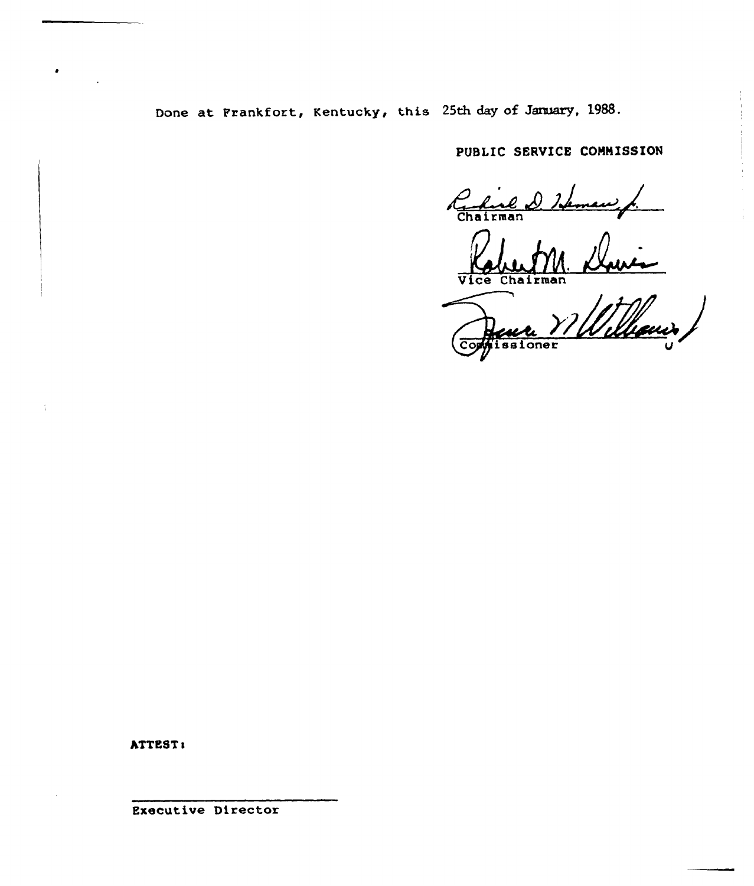Done at Frankfort, Kentucky, this 25th day of January, 1988.

PUBLIC SERVICE COMMISSION

Chairman

Vice Chairman

Commissioner

ATTEST:

Executive Director